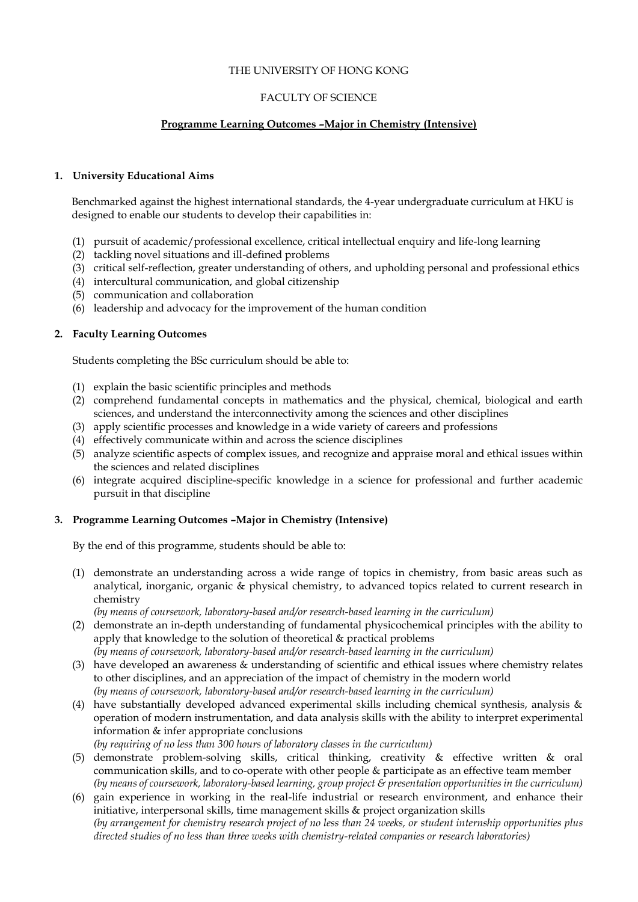THE UNIVERSITY OF HONG KONG

FACULTY OF SCIENCE

**Programme Learning Outcomes –Major in Chemistry (Intensive)**

## 1. University Educational Aims

Benchmarked against the highest international standards, the 4-year undergraduate curriculum at HKU is designed to enable our students to develop their capabilities in:

(1) pursuit of academic/professional excellence, critical intellectual enquiry and life-long learning
(2) tackling novel situations and ill-defined problems
(3) critical self-reflection, greater understanding of others, and upholding personal and professional ethics
(4) intercultural communication, and global citizenship
(5) communication and collaboration
(6) leadership and advocacy for the improvement of the human condition

## 2. Faculty Learning Outcomes

Students completing the BSc curriculum should be able to:

(1) explain the basic scientific principles and methods
(2) comprehend fundamental concepts in mathematics and the physical, chemical, biological and earth sciences, and understand the interconnectivity among the sciences and other disciplines
(3) apply scientific processes and knowledge in a wide variety of careers and professions
(4) effectively communicate within and across the science disciplines
(5) analyze scientific aspects of complex issues, and recognize and appraise moral and ethical issues within the sciences and related disciplines
(6) integrate acquired discipline-specific knowledge in a science for professional and further academic pursuit in that discipline

## 3. Programme Learning Outcomes –Major in Chemistry (Intensive)

By the end of this programme, students should be able to:

(1) demonstrate an understanding across a wide range of topics in chemistry, from basic areas such as analytical, inorganic, organic & physical chemistry, to advanced topics related to current research in chemistry
*(by means of coursework, laboratory-based and/or research-based learning in the curriculum)*
(2) demonstrate an in-depth understanding of fundamental physicochemical principles with the ability to apply that knowledge to the solution of theoretical & practical problems
*(by means of coursework, laboratory-based and/or research-based learning in the curriculum)*
(3) have developed an awareness & understanding of scientific and ethical issues where chemistry relates to other disciplines, and an appreciation of the impact of chemistry in the modern world
*(by means of coursework, laboratory-based and/or research-based learning in the curriculum)*
(4) have substantially developed advanced experimental skills including chemical synthesis, analysis & operation of modern instrumentation, and data analysis skills with the ability to interpret experimental information & infer appropriate conclusions
*(by requiring of no less than 300 hours of laboratory classes in the curriculum)*
(5) demonstrate problem-solving skills, critical thinking, creativity & effective written & oral communication skills, and to co-operate with other people & participate as an effective team member
*(by means of coursework, laboratory-based learning, group project & presentation opportunities in the curriculum)*
(6) gain experience in working in the real-life industrial or research environment, and enhance their initiative, interpersonal skills, time management skills & project organization skills
*(by arrangement for chemistry research project of no less than 24 weeks, or student internship opportunities plus directed studies of no less than three weeks with chemistry-related companies or research laboratories)*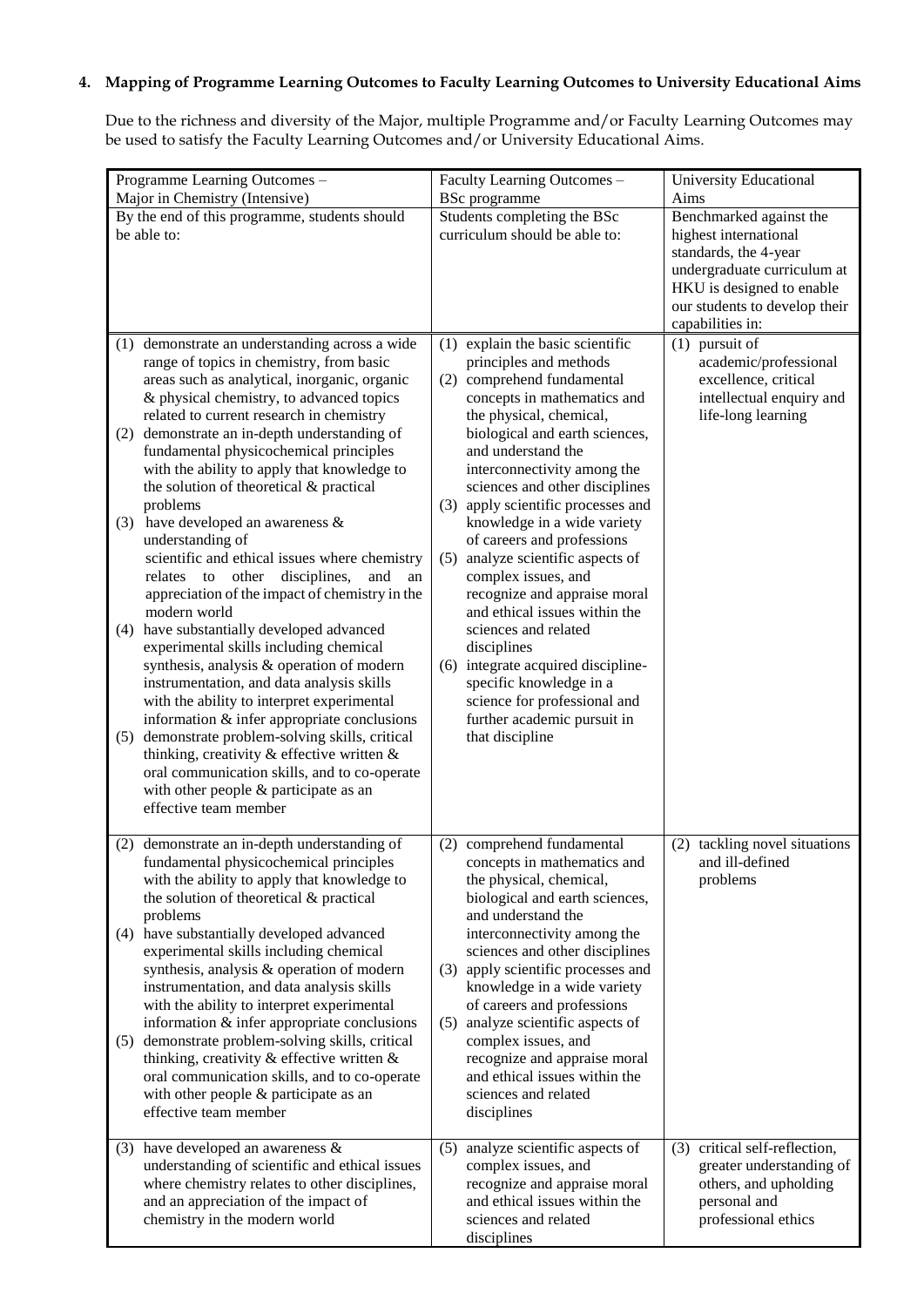## 4. Mapping of Programme Learning Outcomes to Faculty Learning Outcomes to University Educational Aims

Due to the richness and diversity of the Major, multiple Programme and/or Faculty Learning Outcomes may be used to satisfy the Faculty Learning Outcomes and/or University Educational Aims.

| Programme Learning Outcomes – Major in Chemistry (Intensive) | Faculty Learning Outcomes – BSc programme | University Educational Aims |
|---|---|---|
| By the end of this programme, students should be able to: | Students completing the BSc curriculum should be able to: | Benchmarked against the highest international standards, the 4-year undergraduate curriculum at HKU is designed to enable our students to develop their capabilities in: |
| (1) demonstrate an understanding across a wide range of topics in chemistry, from basic areas such as analytical, inorganic, organic & physical chemistry, to advanced topics related to current research in chemistry<br>(2) demonstrate an in-depth understanding of fundamental physicochemical principles with the ability to apply that knowledge to the solution of theoretical & practical problems<br>(3) have developed an awareness & understanding of scientific and ethical issues where chemistry relates to other disciplines, and an appreciation of the impact of chemistry in the modern world<br>(4) have substantially developed advanced experimental skills including chemical synthesis, analysis & operation of modern instrumentation, and data analysis skills with the ability to interpret experimental information & infer appropriate conclusions<br>(5) demonstrate problem-solving skills, critical thinking, creativity & effective written & oral communication skills, and to co-operate with other people & participate as an effective team member | (1) explain the basic scientific principles and methods<br>(2) comprehend fundamental concepts in mathematics and the physical, chemical, biological and earth sciences, and understand the interconnectivity among the sciences and other disciplines<br>(3) apply scientific processes and knowledge in a wide variety of careers and professions<br>(5) analyze scientific aspects of complex issues, and recognize and appraise moral and ethical issues within the sciences and related disciplines<br>(6) integrate acquired discipline-specific knowledge in a science for professional and further academic pursuit in that discipline | (1) pursuit of academic/professional excellence, critical intellectual enquiry and life-long learning |
| (2) demonstrate an in-depth understanding of fundamental physicochemical principles with the ability to apply that knowledge to the solution of theoretical & practical problems<br>(4) have substantially developed advanced experimental skills including chemical synthesis, analysis & operation of modern instrumentation, and data analysis skills with the ability to interpret experimental information & infer appropriate conclusions<br>(5) demonstrate problem-solving skills, critical thinking, creativity & effective written & oral communication skills, and to co-operate with other people & participate as an effective team member | (2) comprehend fundamental concepts in mathematics and the physical, chemical, biological and earth sciences, and understand the interconnectivity among the sciences and other disciplines<br>(3) apply scientific processes and knowledge in a wide variety of careers and professions<br>(5) analyze scientific aspects of complex issues, and recognize and appraise moral and ethical issues within the sciences and related disciplines | (2) tackling novel situations and ill-defined problems |
| (3) have developed an awareness & understanding of scientific and ethical issues where chemistry relates to other disciplines, and an appreciation of the impact of chemistry in the modern world | (5) analyze scientific aspects of complex issues, and recognize and appraise moral and ethical issues within the sciences and related disciplines | (3) critical self-reflection, greater understanding of others, and upholding personal and professional ethics |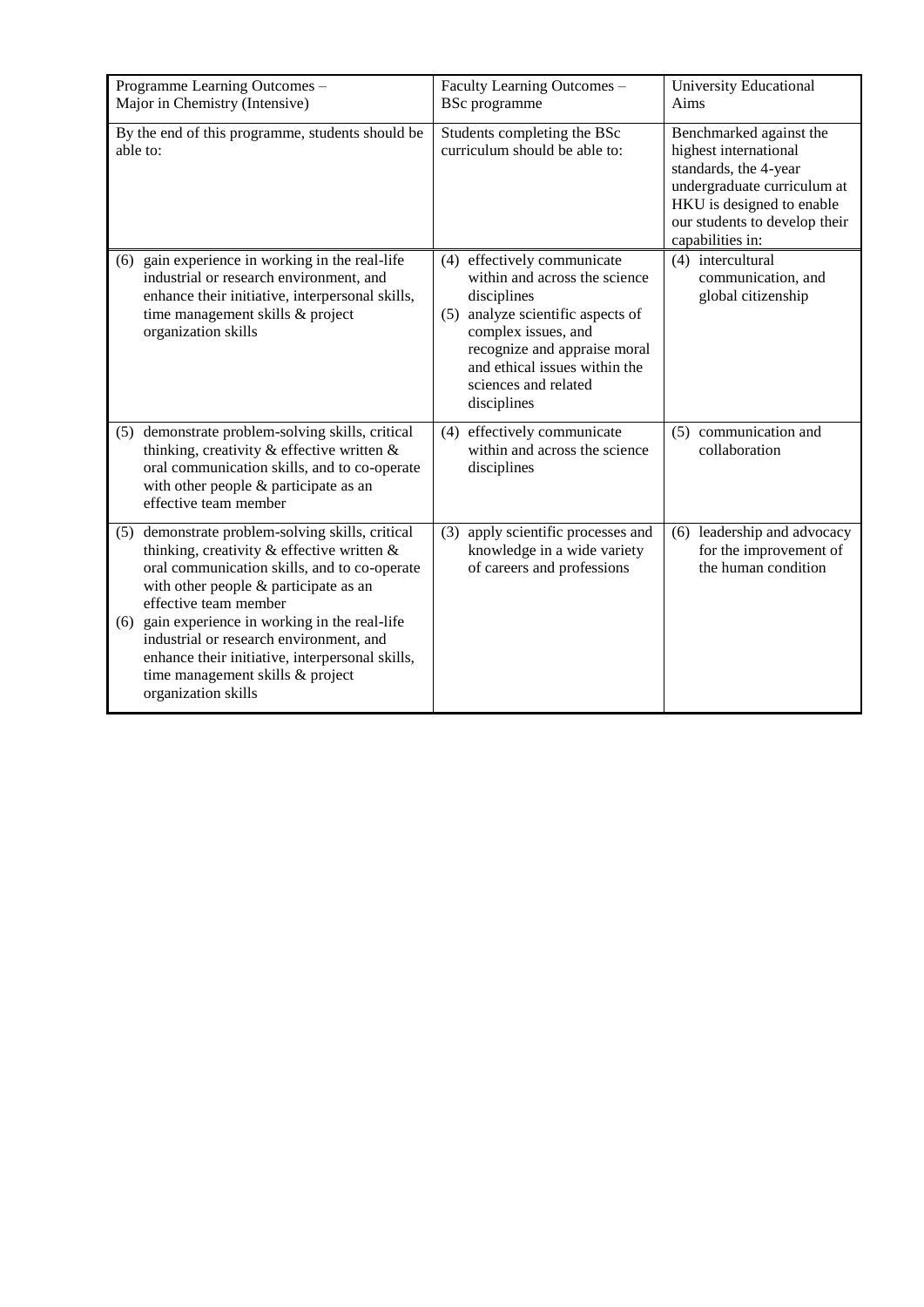| Programme Learning Outcomes – Major in Chemistry (Intensive) | Faculty Learning Outcomes – BSc programme | University Educational Aims |
|---|---|---|
| By the end of this programme, students should be able to: | Students completing the BSc curriculum should be able to: | Benchmarked against the highest international standards, the 4-year undergraduate curriculum at HKU is designed to enable our students to develop their capabilities in: |
| (6) gain experience in working in the real-life industrial or research environment, and enhance their initiative, interpersonal skills, time management skills & project organization skills | (4) effectively communicate within and across the science disciplines<br>(5) analyze scientific aspects of complex issues, and recognize and appraise moral and ethical issues within the sciences and related disciplines | (4) intercultural communication, and global citizenship |
| (5) demonstrate problem-solving skills, critical thinking, creativity & effective written & oral communication skills, and to co-operate with other people & participate as an effective team member | (4) effectively communicate within and across the science disciplines | (5) communication and collaboration |
| (5) demonstrate problem-solving skills, critical thinking, creativity & effective written & oral communication skills, and to co-operate with other people & participate as an effective team member<br>(6) gain experience in working in the real-life industrial or research environment, and enhance their initiative, interpersonal skills, time management skills & project organization skills | (3) apply scientific processes and knowledge in a wide variety of careers and professions | (6) leadership and advocacy for the improvement of the human condition |